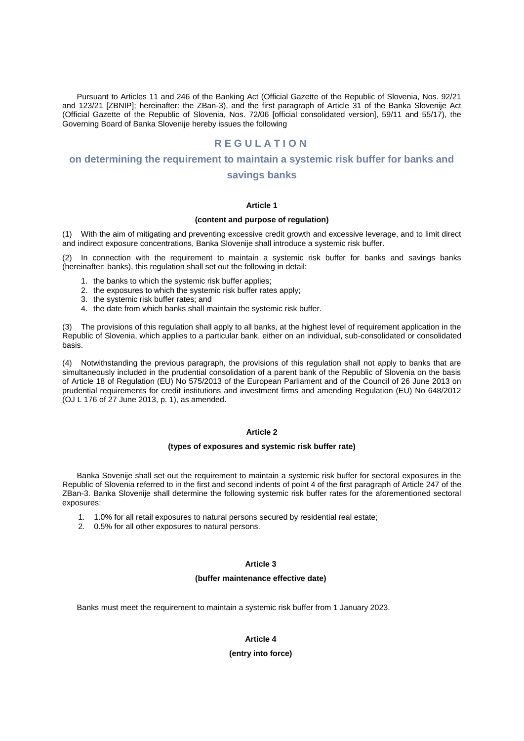Pursuant to Articles 11 and 246 of the Banking Act (Official Gazette of the Republic of Slovenia, Nos. 92/21 and 123/21 [ZBNIP]; hereinafter: the ZBan-3), and the first paragraph of Article 31 of the Banka Slovenije Act (Official Gazette of the Republic of Slovenia, Nos. 72/06 [official consolidated version], 59/11 and 55/17), the Governing Board of Banka Slovenije hereby issues the following

# R E G U L A T I O N

## on determining the requirement to maintain a systemic risk buffer for banks and savings banks

### Article 1

**(content and purpose of regulation)**

(1) With the aim of mitigating and preventing excessive credit growth and excessive leverage, and to limit direct and indirect exposure concentrations, Banka Slovenije shall introduce a systemic risk buffer.

(2) In connection with the requirement to maintain a systemic risk buffer for banks and savings banks (hereinafter: banks), this regulation shall set out the following in detail:

1. the banks to which the systemic risk buffer applies;
2. the exposures to which the systemic risk buffer rates apply;
3. the systemic risk buffer rates; and
4. the date from which banks shall maintain the systemic risk buffer.

(3) The provisions of this regulation shall apply to all banks, at the highest level of requirement application in the Republic of Slovenia, which applies to a particular bank, either on an individual, sub-consolidated or consolidated basis.

(4) Notwithstanding the previous paragraph, the provisions of this regulation shall not apply to banks that are simultaneously included in the prudential consolidation of a parent bank of the Republic of Slovenia on the basis of Article 18 of Regulation (EU) No 575/2013 of the European Parliament and of the Council of 26 June 2013 on prudential requirements for credit institutions and investment firms and amending Regulation (EU) No 648/2012 (OJ L 176 of 27 June 2013, p. 1), as amended.

### Article 2

**(types of exposures and systemic risk buffer rate)**

Banka Sovenije shall set out the requirement to maintain a systemic risk buffer for sectoral exposures in the Republic of Slovenia referred to in the first and second indents of point 4 of the first paragraph of Article 247 of the ZBan-3. Banka Slovenije shall determine the following systemic risk buffer rates for the aforementioned sectoral exposures:

1. 1.0% for all retail exposures to natural persons secured by residential real estate;
2. 0.5% for all other exposures to natural persons.

### Article 3

**(buffer maintenance effective date)**

Banks must meet the requirement to maintain a systemic risk buffer from 1 January 2023.

### Article 4

**(entry into force)**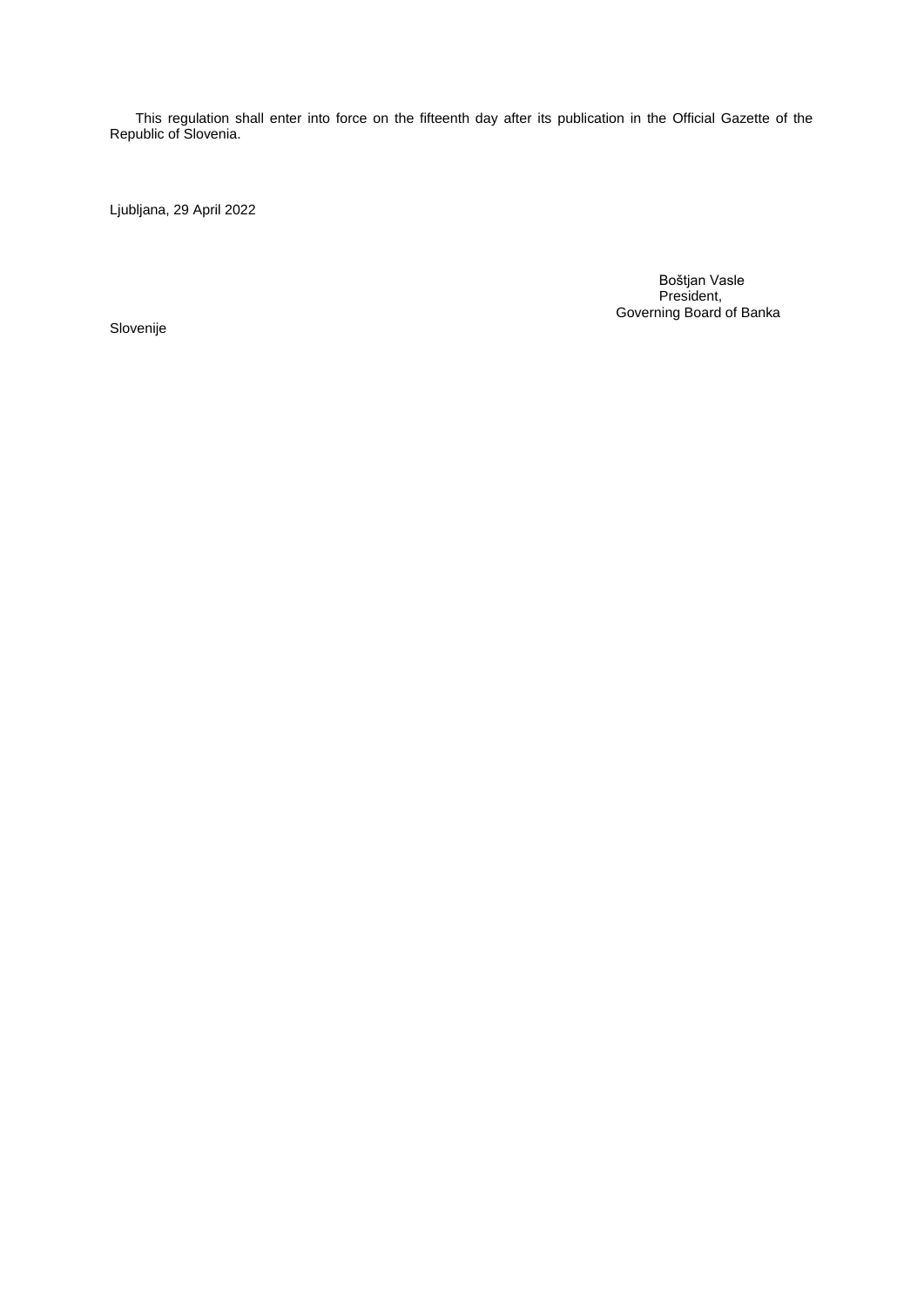This regulation shall enter into force on the fifteenth day after its publication in the Official Gazette of the Republic of Slovenia.

Ljubljana, 29 April 2022

Boštjan Vasle
President,
Governing Board of Banka Slovenije